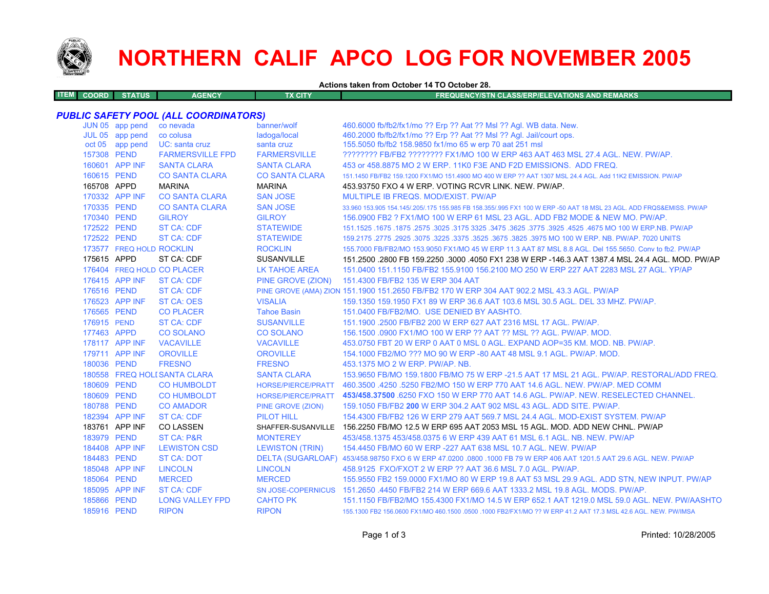# NORTHERN CALIF APCO LOG FOR NOVEMBER 2005

**Actions taken from October 14 TO October 28.**

| ITEM | COORD | STATUS | AGENCY | TX CITY | FREQUENCY/STN CLASS/ERP/ELEVATIONS AND REMARKS |
|---|---|---|---|---|---|
| ***PUBLIC SAFETY POOL (ALL COORDINATORS)*** | | | | | |
| | JUN 05 | app pend | co nevada | banner/wolf | 460.6000 fb/fb2/fx1/mo ?? Erp ?? Aat ?? Msl ?? Agl. WB data. New. |
| | JUL 05 | app pend | co colusa | ladoga/local | 460.2000 fb/fb2/fx1/mo ?? Erp ?? Aat ?? Msl ?? Agl. Jail/court ops. |
| | oct 05 | app pend | UC: santa cruz | santa cruz | 155.5050 fb/fb2 158.9850 fx1/mo 65 w erp 70 aat 251 msl |
| | 157308 | PEND | FARMERSVILLE FPD | FARMERSVILLE | ???????? FB/FB2 ???????? FX1/MO 100 W ERP 463 AAT 463 MSL 27.4 AGL. NEW. PW/AP. |
| | 160601 | APP INF | SANTA CLARA | SANTA CLARA | 453 or 458.8875 MO 2 W ERP. 11K0 F3E AND F2D EMISSIONS. ADD FREQ. |
| | 160615 | PEND | CO SANTA CLARA | CO SANTA CLARA | 151.1450 FB/FB2 159.1200 FX1/MO 151.4900 MO 400 W ERP ?? AAT 1307 MSL 24.4 AGL. Add 11K2 EMISSION. PW/AP |
| | 165708 | APPD | MARINA | MARINA | 453.93750 FXO 4 W ERP. VOTING RCVR LINK. NEW. PW/AP. |
| | 170332 | APP INF | CO SANTA CLARA | SAN JOSE | MULTIPLE IB FREQS. MOD/EXIST. PW/AP |
| | 170335 | PEND | CO SANTA CLARA | SAN JOSE | 33.960 153.905 154.145/.205/.175 155.985 FB 158.355/.995 FX1 100 W ERP -50 AAT 18 MSL 23 AGL. ADD FRQS&EMISS. PW/AP |
| | 170340 | PEND | GILROY | GILROY | 156.0900 FB2 ? FX1/MO 100 W ERP 61 MSL 23 AGL. ADD FB2 MODE & NEW MO. PW/AP. |
| | 172522 | PEND | ST CA: CDF | STATEWIDE | 151.1525 .1675 .1875 .2575 .3025 .3175 3325 .3475 .3625 .3775 .3925 .4525 .4675 MO 100 W ERP.NB. PW/AP |
| | 172522 | PEND | ST CA: CDF | STATEWIDE | 159.2175 .2775 .2925 .3075 .3225 .3375 .3525 .3675 .3825 .3975 MO 100 W ERP. NB. PW/AP. 7020 UNITS |
| | 173577 | FREQ HOLD | ROCKLIN | ROCKLIN | 155.7000 FB/FB2/MO 153.9050 FX1/MO 45 W ERP 11.3 AAT 87 MSL 8.8 AGL. Del 155.5650. Conv to fb2. PW/AP |
| | 175615 | APPD | ST CA: CDF | SUSANVILLE | 151.2500 .2800 FB 159.2250 .3000 .4050 FX1 238 W ERP -146.3 AAT 1387.4 MSL 24.4 AGL. MOD. PW/AP |
| | 176404 | FREQ HOLD | CO PLACER | LK TAHOE AREA | 151.0400 151.1150 FB/FB2 155.9100 156.2100 MO 250 W ERP 227 AAT 2283 MSL 27 AGL. YP/AP |
| | 176415 | APP INF | ST CA: CDF | PINE GROVE (ZION) | 151.4300 FB/FB2 135 W ERP 304 AAT |
| | 176516 | PEND | ST CA: CDF | PINE GROVE (AMA) ZION | 151.1900 151.2650 FB/FB2 170 W ERP 304 AAT 902.2 MSL 43.3 AGL. PW/AP |
| | 176523 | APP INF | ST CA: OES | VISALIA | 159.1350 159.1950 FX1 89 W ERP 36.6 AAT 103.6 MSL 30.5 AGL. DEL 33 MHZ. PW/AP. |
| | 176565 | PEND | CO PLACER | Tahoe Basin | 151.0400 FB/FB2/MO. USE DENIED BY AASHTO. |
| | 176915 | PEND | ST CA: CDF | SUSANVILLE | 151.1900 .2500 FB/FB2 200 W ERP 627 AAT 2316 MSL 17 AGL. PW/AP. |
| | 177463 | APPD | CO SOLANO | CO SOLANO | 156.1500 .0900 FX1/MO 100 W ERP ?? AAT ?? MSL ?? AGL. PW/AP. MOD. |
| | 178117 | APP INF | VACAVILLE | VACAVILLE | 453.0750 FBT 20 W ERP 0 AAT 0 MSL 0 AGL. EXPAND AOP=35 KM. MOD. NB. PW/AP. |
| | 179711 | APP INF | OROVILLE | OROVILLE | 154.1000 FB2/MO ??? MO 90 W ERP -80 AAT 48 MSL 9.1 AGL. PW/AP. MOD. |
| | 180036 | PEND | FRESNO | FRESNO | 453.1375 MO 2 W ERP. PW/AP. NB. |
| | 180558 | FREQ HOLD | SANTA CLARA | SANTA CLARA | 153.9650 FB/MO 159.1800 FB/MO 75 W ERP -21.5 AAT 17 MSL 21 AGL. PW/AP. RESTORAL/ADD FREQ. |
| | 180609 | PEND | CO HUMBOLDT | HORSE/PIERCE/PRATT | 460.3500 .4250 .5250 FB2/MO 150 W ERP 770 AAT 14.6 AGL. NEW. PW/AP. MED COMM |
| | 180609 | PEND | CO HUMBOLDT | HORSE/PIERCE/PRATT | **453/458.37500** .6250 FXO 150 W ERP 770 AAT 14.6 AGL. PW/AP. NEW. RESELECTED CHANNEL. |
| | 180788 | PEND | CO AMADOR | PINE GROVE (ZION) | 159.1050 FB/FB2 **200** W ERP 304.2 AAT 902 MSL 43 AGL. ADD SITE. PW/AP. |
| | 182394 | APP INF | ST CA: CDF | PILOT HILL | 154.4300 FB/FB2 126 W ERP 279 AAT 569.7 MSL 24.4 AGL. MOD-EXIST SYSTEM. PW/AP |
| | 183761 | APP INF | CO LASSEN | SHAFFER-SUSANVILLE | 156.2250 FB/MO 12.5 W ERP 695 AAT 2053 MSL 15 AGL. MOD. ADD NEW CHNL. PW/AP |
| | 183979 | PEND | ST CA: P&R | MONTEREY | 453/458.1375 453/458.0375 6 W ERP 439 AAT 61 MSL 6.1 AGL. NB. NEW. PW/AP |
| | 184408 | APP INF | LEWISTON CSD | LEWISTON (TRIN) | 154.4450 FB/MO 60 W ERP -227 AAT 638 MSL 10.7 AGL. NEW. PW/AP |
| | 184483 | PEND | ST CA: DOT | DELTA (SUGARLOAF) | 453/458.98750 FXO 6 W ERP 47.0200 .0800 .1000 FB 79 W ERP 406 AAT 1201.5 AAT 29.6 AGL. NEW. PW/AP |
| | 185048 | APP INF | LINCOLN | LINCOLN | 458.9125 FXO/FXOT 2 W ERP ?? AAT 36.6 MSL 7.0 AGL. PW/AP. |
| | 185064 | PEND | MERCED | MERCED | 155.9550 FB2 159.0000 FX1/MO 80 W ERP 19.8 AAT 53 MSL 29.9 AGL. ADD STN, NEW INPUT. PW/AP |
| | 185095 | APP INF | ST CA: CDF | SN JOSE-COPERNICUS | 151.2650 .4450 FB/FB2 214 W ERP 669.6 AAT 1333.2 MSL 19.8 AGL. MODS. PW/AP. |
| | 185866 | PEND | LONG VALLEY FPD | CAHTO PK | 151.1150 FB/FB2/MO 155.4300 FX1/MO 14.5 W ERP 652.1 AAT 1219.0 MSL 59.0 AGL. NEW. PW/AASHTO |
| | 185916 | PEND | RIPON | RIPON | 155.1300 FB2 156.0600 FX1/MO 460.1500 .0500 .1000 FB2/FX1/MO ?? W ERP 41.2 AAT 17.3 MSL 42.6 AGL. NEW. PW/IMSA |

Printed: 10/28/2005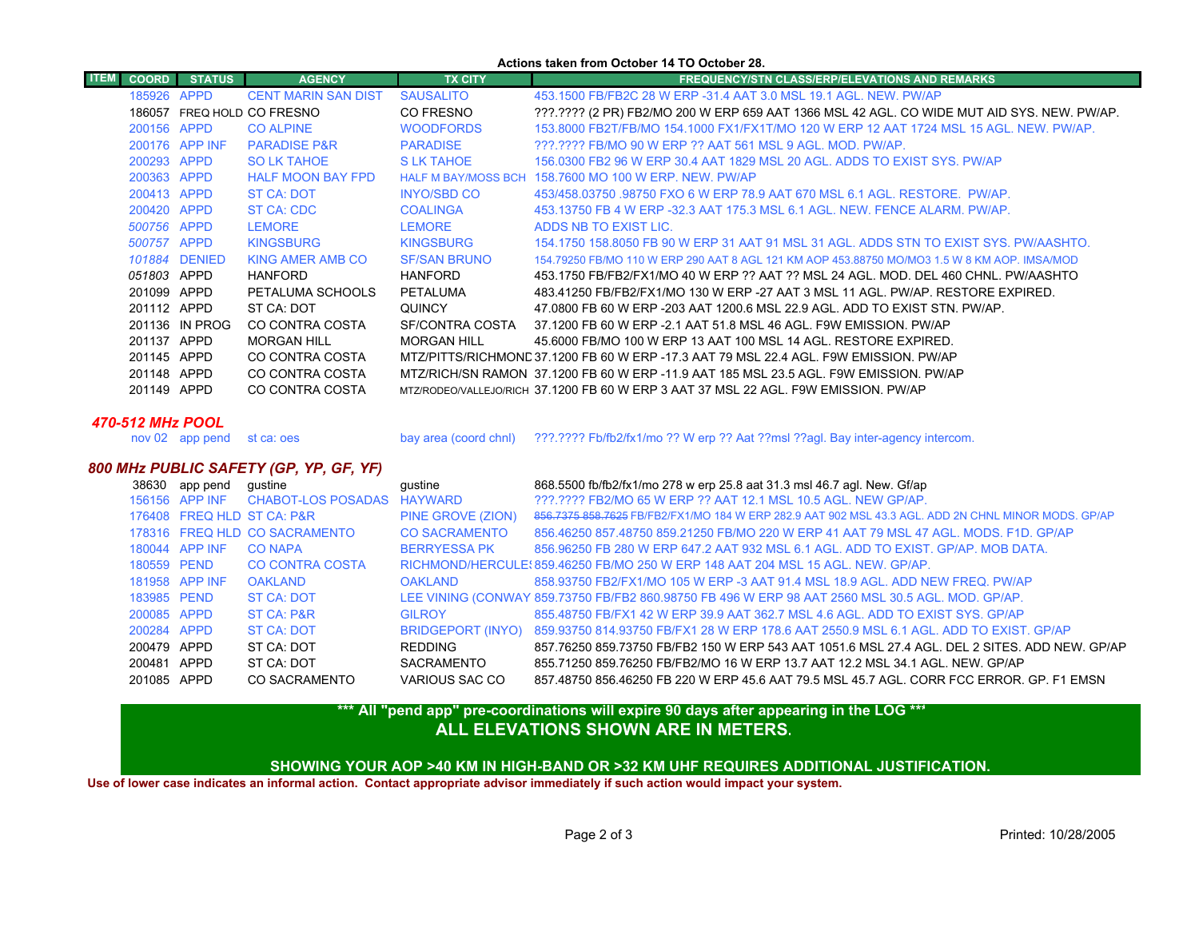**Actions taken from October 14 TO October 28.**

| ITEM | COORD | STATUS | AGENCY | TX CITY | FREQUENCY/STN CLASS/ERP/ELEVATIONS AND REMARKS |
|---|---|---|---|---|---|
| | 185926 | APPD | CENT MARIN SAN DIST | SAUSALITO | 453.1500 FB/FB2C 28 W ERP -31.4 AAT 3.0 MSL 19.1 AGL. NEW. PW/AP |
| | 186057 | FREQ HOLD | CO FRESNO | CO FRESNO | ???.???? (2 PR) FB2/MO 200 W ERP 659 AAT 1366 MSL 42 AGL. CO WIDE MUT AID SYS. NEW. PW/AP. |
| | 200156 | APPD | CO ALPINE | WOODFORDS | 153.8000 FB2T/FB/MO 154.1000 FX1/FX1T/MO 120 W ERP 12 AAT 1724 MSL 15 AGL. NEW. PW/AP. |
| | 200176 | APP INF | PARADISE P&R | PARADISE | ???.???? FB/MO 90 W ERP ?? AAT 561 MSL 9 AGL. MOD. PW/AP. |
| | 200293 | APPD | SO LK TAHOE | S LK TAHOE | 156.0300 FB2 96 W ERP 30.4 AAT 1829 MSL 20 AGL. ADDS TO EXIST SYS. PW/AP |
| | 200363 | APPD | HALF MOON BAY FPD | HALF M BAY/MOSS BCH | 158.7600 MO 100 W ERP. NEW. PW/AP |
| | 200413 | APPD | ST CA: DOT | INYO/SBD CO | 453/458.03750 .98750 FXO 6 W ERP 78.9 AAT 670 MSL 6.1 AGL. RESTORE. PW/AP. |
| | 200420 | APPD | ST CA: CDC | COALINGA | 453.13750 FB 4 W ERP -32.3 AAT 175.3 MSL 6.1 AGL. NEW. FENCE ALARM. PW/AP. |
| | *500756* | APPD | LEMORE | LEMORE | ADDS NB TO EXIST LIC. |
| | *500757* | APPD | KINGSBURG | KINGSBURG | 154.1750 158.8050 FB 90 W ERP 31 AAT 91 MSL 31 AGL. ADDS STN TO EXIST SYS. PW/AASHTO. |
| | *101884* | DENIED | KING AMER AMB CO | SF/SAN BRUNO | 154.79250 FB/MO 110 W ERP 290 AAT 8 AGL 121 KM AOP 453.88750 MO/MO3 1.5 W 8 KM AOP. IMSA/MOD |
| | *051803* | APPD | HANFORD | HANFORD | 453.1750 FB/FB2/FX1/MO 40 W ERP ?? AAT ?? MSL 24 AGL. MOD. DEL 460 CHNL. PW/AASHTO |
| | 201099 | APPD | PETALUMA SCHOOLS | PETALUMA | 483.41250 FB/FB2/FX1/MO 130 W ERP -27 AAT 3 MSL 11 AGL. PW/AP. RESTORE EXPIRED. |
| | 201112 | APPD | ST CA: DOT | QUINCY | 47.0800 FB 60 W ERP -203 AAT 1200.6 MSL 22.9 AGL. ADD TO EXIST STN. PW/AP. |
| | 201136 | IN PROG | CO CONTRA COSTA | SF/CONTRA COSTA | 37.1200 FB 60 W ERP -2.1 AAT 51.8 MSL 46 AGL. F9W EMISSION. PW/AP |
| | 201137 | APPD | MORGAN HILL | MORGAN HILL | 45.6000 FB/MO 100 W ERP 13 AAT 100 MSL 14 AGL. RESTORE EXPIRED. |
| | 201145 | APPD | CO CONTRA COSTA | MTZ/PITTS/RICHMOND | 37.1200 FB 60 W ERP -17.3 AAT 79 MSL 22.4 AGL. F9W EMISSION. PW/AP |
| | 201148 | APPD | CO CONTRA COSTA | MTZ/RICH/SN RAMON | 37.1200 FB 60 W ERP -11.9 AAT 185 MSL 23.5 AGL. F9W EMISSION. PW/AP |
| | 201149 | APPD | CO CONTRA COSTA | MTZ/RODEO/VALLEJO/RICH | 37.1200 FB 60 W ERP 3 AAT 37 MSL 22 AGL. F9W EMISSION. PW/AP |

### *470-512 MHz POOL*

| ITEM | COORD | STATUS | AGENCY | TX CITY | FREQUENCY/STN CLASS/ERP/ELEVATIONS AND REMARKS |
|---|---|---|---|---|---|
| | nov 02 | app pend | st ca: oes | bay area (coord chnl) | ???.???? Fb/fb2/fx1/mo ?? W erp ?? Aat ??msl ??agl. Bay inter-agency intercom. |

### *800 MHz PUBLIC SAFETY (GP, YP, GF, YF)*

| ITEM | COORD | STATUS | AGENCY | TX CITY | FREQUENCY/STN CLASS/ERP/ELEVATIONS AND REMARKS |
|---|---|---|---|---|---|
| | 38630 | app pend | gustine | gustine | 868.5500 fb/fb2/fx1/mo 278 w erp 25.8 aat 31.3 msl 46.7 agl. New. Gf/ap |
| | 156156 | APP INF | CHABOT-LOS POSADAS | HAYWARD | ???.???? FB2/MO 65 W ERP ?? AAT 12.1 MSL 10.5 AGL. NEW GP/AP. |
| | 176408 | FREQ HLD | ST CA: P&R | PINE GROVE (ZION) | ~~856.7375 858.7625~~ FB/FB2/FX1/MO 184 W ERP 282.9 AAT 902 MSL 43.3 AGL. ADD 2N CHNL MINOR MODS. GP/AP |
| | 178316 | FREQ HLD | CO SACRAMENTO | CO SACRAMENTO | 856.46250 857.48750 859.21250 FB/MO 220 W ERP 41 AAT 79 MSL 47 AGL. MODS. F1D. GP/AP |
| | 180044 | APP INF | CO NAPA | BERRYESSA PK | 856.96250 FB 280 W ERP 647.2 AAT 932 MSL 6.1 AGL. ADD TO EXIST. GP/AP. MOB DATA. |
| | 180559 | PEND | CO CONTRA COSTA | RICHMOND/HERCULES | 859.46250 FB/MO 250 W ERP 148 AAT 204 MSL 15 AGL. NEW. GP/AP. |
| | 181958 | APP INF | OAKLAND | OAKLAND | 858.93750 FB2/FX1/MO 105 W ERP -3 AAT 91.4 MSL 18.9 AGL. ADD NEW FREQ. PW/AP |
| | 183985 | PEND | ST CA: DOT | LEE VINING (CONWAY | 859.73750 FB/FB2 860.98750 FB 496 W ERP 98 AAT 2560 MSL 30.5 AGL. MOD. GP/AP. |
| | 200085 | APPD | ST CA: P&R | GILROY | 855.48750 FB/FX1 42 W ERP 39.9 AAT 362.7 MSL 4.6 AGL. ADD TO EXIST SYS. GP/AP |
| | 200284 | APPD | ST CA: DOT | BRIDGEPORT (INYO) | 859.93750 814.93750 FB/FX1 28 W ERP 178.6 AAT 2550.9 MSL 6.1 AGL. ADD TO EXIST. GP/AP |
| | 200479 | APPD | ST CA: DOT | REDDING | 857.76250 859.73750 FB/FB2 150 W ERP 543 AAT 1051.6 MSL 27.4 AGL. DEL 2 SITES. ADD NEW. GP/AP |
| | 200481 | APPD | ST CA: DOT | SACRAMENTO | 855.71250 859.76250 FB/FB2/MO 16 W ERP 13.7 AAT 12.2 MSL 34.1 AGL. NEW. GP/AP |
| | 201085 | APPD | CO SACRAMENTO | VARIOUS SAC CO | 857.48750 856.46250 FB 220 W ERP 45.6 AAT 79.5 MSL 45.7 AGL. CORR FCC ERROR. GP. F1 EMSN |

**\*\*\* All "pend app" pre-coordinations will expire 90 days after appearing in the LOG \*\*\***

**ALL ELEVATIONS SHOWN ARE IN METERS.**

**SHOWING YOUR AOP >40 KM IN HIGH-BAND OR >32 KM UHF REQUIRES ADDITIONAL JUSTIFICATION.**

**Use of lower case indicates an informal action. Contact appropriate advisor immediately if such action would impact your system.**

Printed: 10/28/2005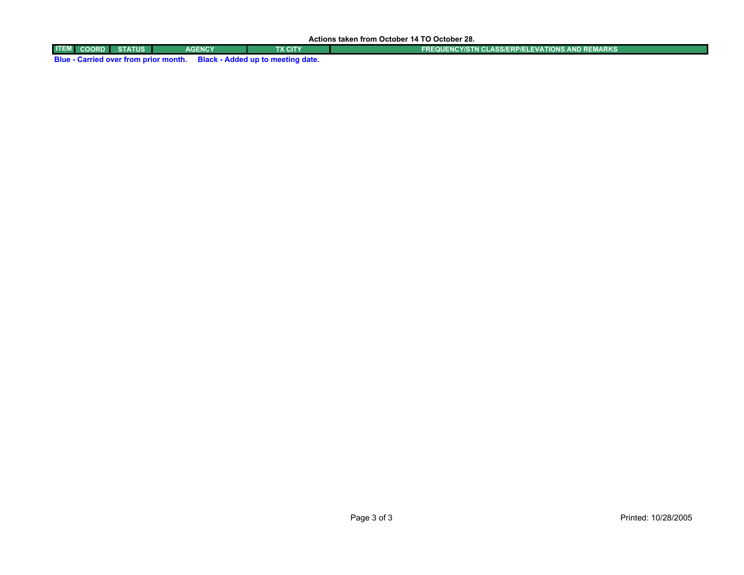**Actions taken from October 14 TO October 28.**

| ITEM | COORD | STATUS | AGENCY | TX CITY | FREQUENCY/STN CLASS/ERP/ELEVATIONS AND REMARKS |
|---|---|---|---|---|---|

**Blue - Carried over from prior month. Black - Added up to meeting date.**